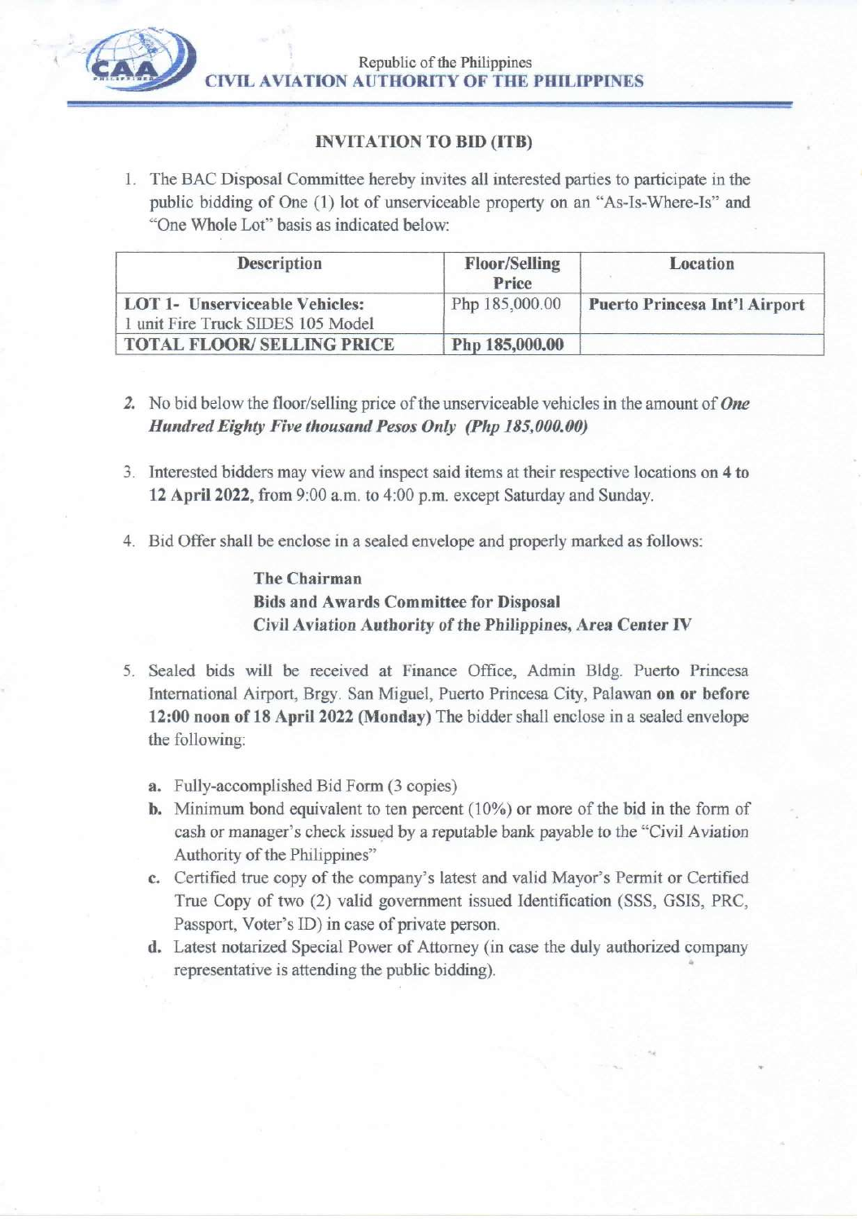Republic of the Philippines
**CIVIL AVIATION AUTHORITY OF THE PHILIPPINES**

## INVITATION TO BID (ITB)

1. The BAC Disposal Committee hereby invites all interested parties to participate in the public bidding of One (1) lot of unserviceable property on an "As-Is-Where-Is" and "One Whole Lot" basis as indicated below:

| Description | Floor/Selling Price | Location |
|---|---|---|
| **LOT 1- Unserviceable Vehicles:** 1 unit Fire Truck SIDES 105 Model | Php 185,000.00 | **Puerto Princesa Int'l Airport** |
| **TOTAL FLOOR/ SELLING PRICE** | **Php 185,000.00** | |

2. No bid below the floor/selling price of the unserviceable vehicles in the amount of ***One Hundred Eighty Five thousand Pesos Only (Php 185,000.00)***

3. Interested bidders may view and inspect said items at their respective locations on **4 to 12 April 2022**, from 9:00 a.m. to 4:00 p.m. except Saturday and Sunday.

4. Bid Offer shall be enclose in a sealed envelope and properly marked as follows:

   **The Chairman**
   **Bids and Awards Committee for Disposal**
   **Civil Aviation Authority of the Philippines, Area Center IV**

5. Sealed bids will be received at Finance Office, Admin Bldg. Puerto Princesa International Airport, Brgy. San Miguel, Puerto Princesa City, Palawan **on or before 12:00 noon of 18 April 2022 (Monday)** The bidder shall enclose in a sealed envelope the following:

   **a.** Fully-accomplished Bid Form (3 copies)

   **b.** Minimum bond equivalent to ten percent (10%) or more of the bid in the form of cash or manager's check issued by a reputable bank payable to the "Civil Aviation Authority of the Philippines"

   **c.** Certified true copy of the company's latest and valid Mayor's Permit or Certified True Copy of two (2) valid government issued Identification (SSS, GSIS, PRC, Passport, Voter's ID) in case of private person.

   **d.** Latest notarized Special Power of Attorney (in case the duly authorized company representative is attending the public bidding).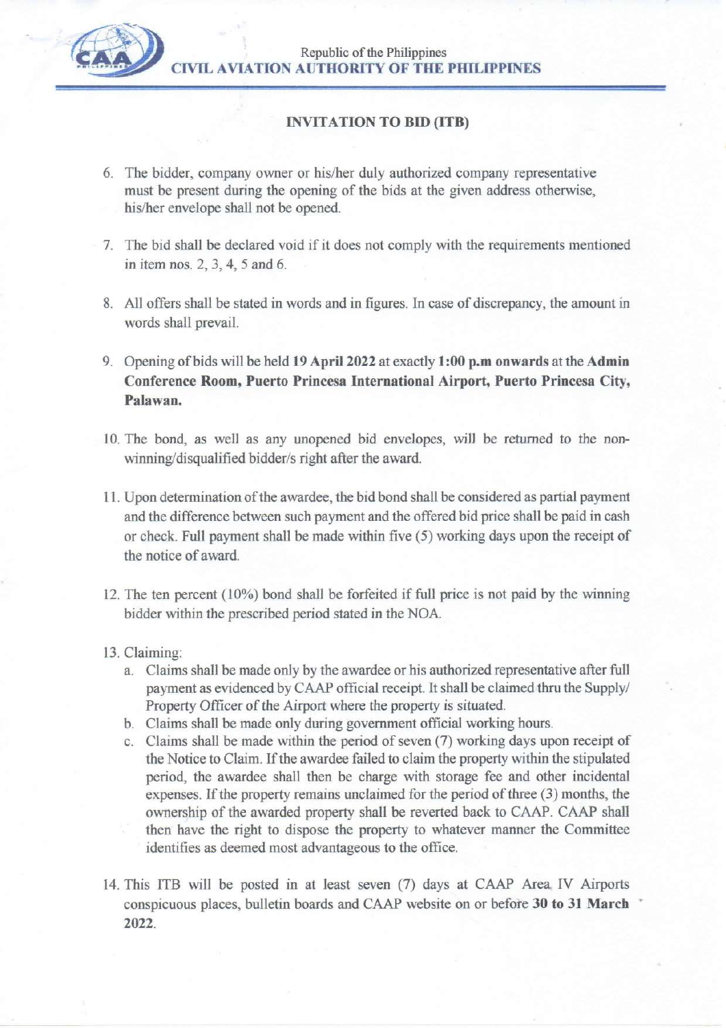Republic of the Philippines
**CIVIL AVIATION AUTHORITY OF THE PHILIPPINES**

## INVITATION TO BID (ITB)

6. The bidder, company owner or his/her duly authorized company representative must be present during the opening of the bids at the given address otherwise, his/her envelope shall not be opened.

7. The bid shall be declared void if it does not comply with the requirements mentioned in item nos. 2, 3, 4, 5 and 6.

8. All offers shall be stated in words and in figures. In case of discrepancy, the amount in words shall prevail.

9. Opening of bids will be held **19 April 2022** at exactly **1:00 p.m onwards** at the **Admin Conference Room, Puerto Princesa International Airport, Puerto Princesa City, Palawan.**

10. The bond, as well as any unopened bid envelopes, will be returned to the non-winning/disqualified bidder/s right after the award.

11. Upon determination of the awardee, the bid bond shall be considered as partial payment and the difference between such payment and the offered bid price shall be paid in cash or check. Full payment shall be made within five (5) working days upon the receipt of the notice of award.

12. The ten percent (10%) bond shall be forfeited if full price is not paid by the winning bidder within the prescribed period stated in the NOA.

13. Claiming:
    a. Claims shall be made only by the awardee or his authorized representative after full payment as evidenced by CAAP official receipt. It shall be claimed thru the Supply/ Property Officer of the Airport where the property is situated.
    b. Claims shall be made only during government official working hours.
    c. Claims shall be made within the period of seven (7) working days upon receipt of the Notice to Claim. If the awardee failed to claim the property within the stipulated period, the awardee shall then be charge with storage fee and other incidental expenses. If the property remains unclaimed for the period of three (3) months, the ownership of the awarded property shall be reverted back to CAAP. CAAP shall then have the right to dispose the property to whatever manner the Committee identifies as deemed most advantageous to the office.

14. This ITB will be posted in at least seven (7) days at CAAP Area IV Airports conspicuous places, bulletin boards and CAAP website on or before **30 to 31 March 2022**.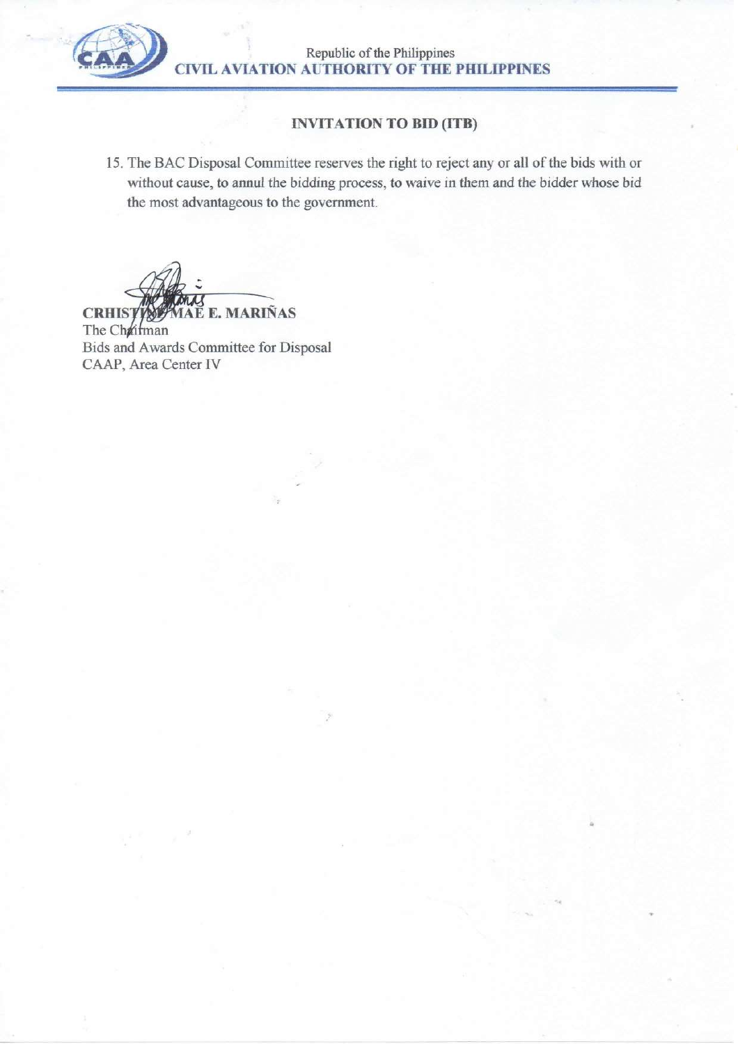Republic of the Philippines
**CIVIL AVIATION AUTHORITY OF THE PHILIPPINES**

## INVITATION TO BID (ITB)

15. The BAC Disposal Committee reserves the right to reject any or all of the bids with or without cause, to annul the bidding process, to waive in them and the bidder whose bid the most advantageous to the government.

**CRHISTINE MAE E. MARIÑAS**
The Chairman
Bids and Awards Committee for Disposal
CAAP, Area Center IV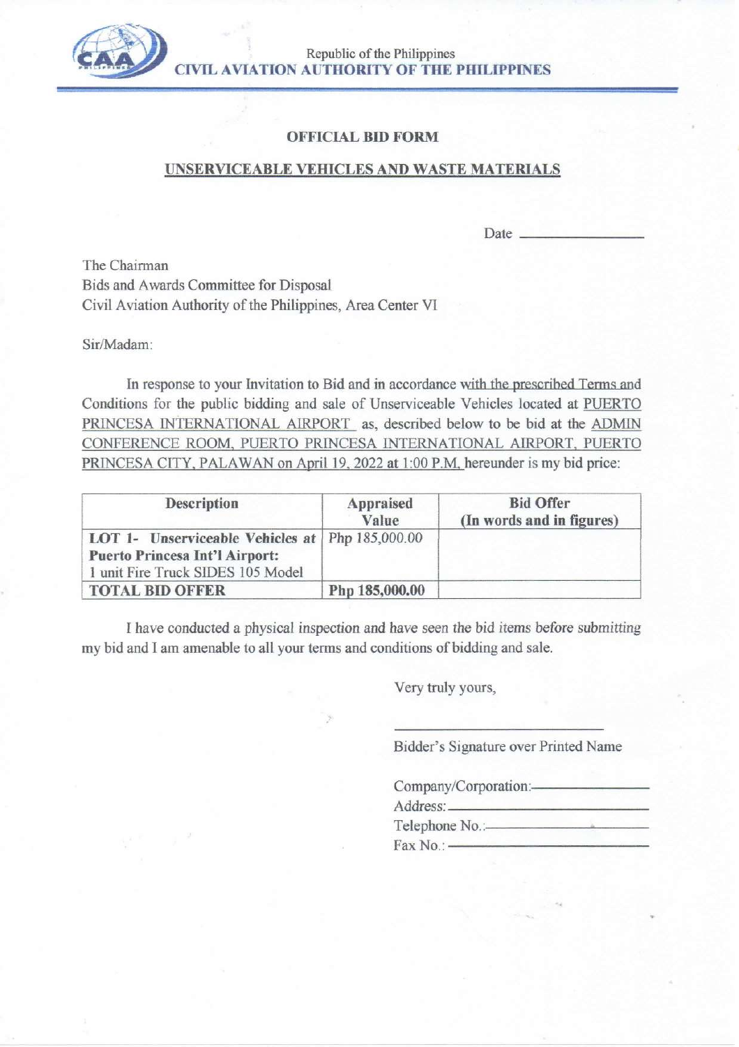Republic of the Philippines
**CIVIL AVIATION AUTHORITY OF THE PHILIPPINES**

## OFFICIAL BID FORM

## UNSERVICEABLE VEHICLES AND WASTE MATERIALS

Date ______________

The Chairman
Bids and Awards Committee for Disposal
Civil Aviation Authority of the Philippines, Area Center VI

Sir/Madam:

In response to your Invitation to Bid and in accordance with the prescribed Terms and Conditions for the public bidding and sale of Unserviceable Vehicles located at PUERTO PRINCESA INTERNATIONAL AIRPORT as, described below to be bid at the ADMIN CONFERENCE ROOM, PUERTO PRINCESA INTERNATIONAL AIRPORT, PUERTO PRINCESA CITY, PALAWAN on April 19, 2022 at 1:00 P.M. hereunder is my bid price:

| Description | Appraised Value | Bid Offer (In words and in figures) |
|---|---|---|
| **LOT 1- Unserviceable Vehicles at Puerto Princesa Int'l Airport:** 1 unit Fire Truck SIDES 105 Model | Php 185,000.00 | |
| **TOTAL BID OFFER** | **Php 185,000.00** | |

I have conducted a physical inspection and have seen the bid items before submitting my bid and I am amenable to all your terms and conditions of bidding and sale.

Very truly yours,

______________________
Bidder's Signature over Printed Name

Company/Corporation: ______________
Address: ______________
Telephone No.: ______________
Fax No.: ______________